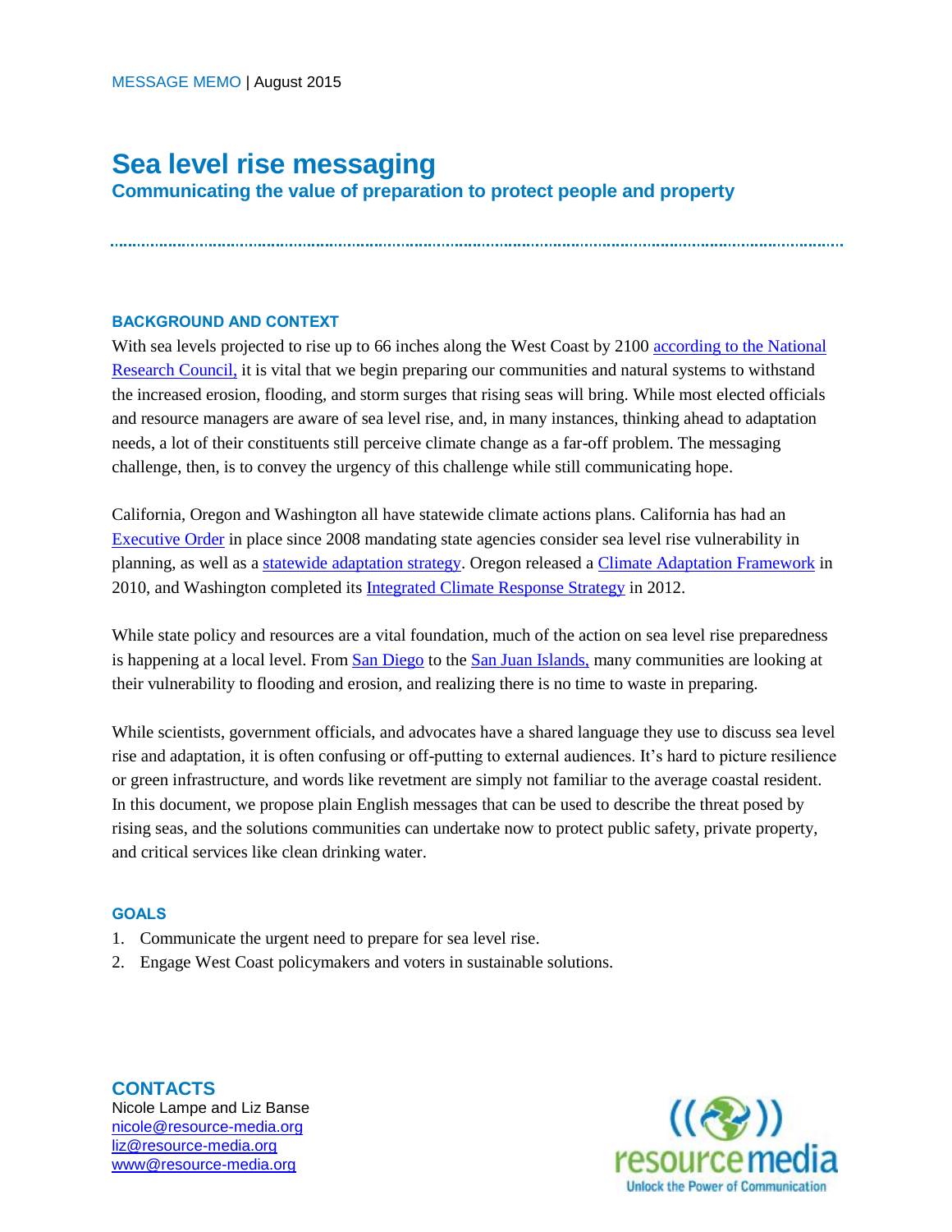MESSAGE MEMO | August 2015

# Sea level rise messaging

## Communicating the value of preparation to protect people and property

### BACKGROUND AND CONTEXT

With sea levels projected to rise up to 66 inches along the West Coast by 2100 according to the National Research Council, it is vital that we begin preparing our communities and natural systems to withstand the increased erosion, flooding, and storm surges that rising seas will bring. While most elected officials and resource managers are aware of sea level rise, and, in many instances, thinking ahead to adaptation needs, a lot of their constituents still perceive climate change as a far-off problem. The messaging challenge, then, is to convey the urgency of this challenge while still communicating hope.

California, Oregon and Washington all have statewide climate actions plans. California has had an Executive Order in place since 2008 mandating state agencies consider sea level rise vulnerability in planning, as well as a statewide adaptation strategy. Oregon released a Climate Adaptation Framework in 2010, and Washington completed its Integrated Climate Response Strategy in 2012.

While state policy and resources are a vital foundation, much of the action on sea level rise preparedness is happening at a local level. From San Diego to the San Juan Islands, many communities are looking at their vulnerability to flooding and erosion, and realizing there is no time to waste in preparing.

While scientists, government officials, and advocates have a shared language they use to discuss sea level rise and adaptation, it is often confusing or off-putting to external audiences. It's hard to picture resilience or green infrastructure, and words like revetment are simply not familiar to the average coastal resident. In this document, we propose plain English messages that can be used to describe the threat posed by rising seas, and the solutions communities can undertake now to protect public safety, private property, and critical services like clean drinking water.

### GOALS

1. Communicate the urgent need to prepare for sea level rise.
2. Engage West Coast policymakers and voters in sustainable solutions.

### CONTACTS

Nicole Lampe and Liz Banse
nicole@resource-media.org
liz@resource-media.org
www@resource-media.org

resource media
Unlock the Power of Communication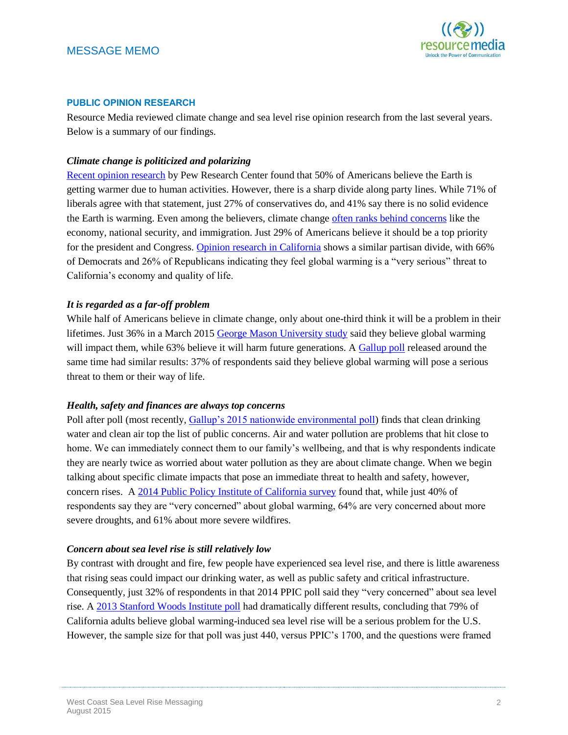### PUBLIC OPINION RESEARCH

Resource Media reviewed climate change and sea level rise opinion research from the last several years. Below is a summary of our findings.

***Climate change is politicized and polarizing***

Recent opinion research by Pew Research Center found that 50% of Americans believe the Earth is getting warmer due to human activities. However, there is a sharp divide along party lines. While 71% of liberals agree with that statement, just 27% of conservatives do, and 41% say there is no solid evidence the Earth is warming. Even among the believers, climate change often ranks behind concerns like the economy, national security, and immigration. Just 29% of Americans believe it should be a top priority for the president and Congress. Opinion research in California shows a similar partisan divide, with 66% of Democrats and 26% of Republicans indicating they feel global warming is a "very serious" threat to California's economy and quality of life.

***It is regarded as a far-off problem***

While half of Americans believe in climate change, only about one-third think it will be a problem in their lifetimes. Just 36% in a March 2015 George Mason University study said they believe global warming will impact them, while 63% believe it will harm future generations. A Gallup poll released around the same time had similar results: 37% of respondents said they believe global warming will pose a serious threat to them or their way of life.

***Health, safety and finances are always top concerns***

Poll after poll (most recently, Gallup's 2015 nationwide environmental poll) finds that clean drinking water and clean air top the list of public concerns. Air and water pollution are problems that hit close to home. We can immediately connect them to our family's wellbeing, and that is why respondents indicate they are nearly twice as worried about water pollution as they are about climate change. When we begin talking about specific climate impacts that pose an immediate threat to health and safety, however, concern rises. A 2014 Public Policy Institute of California survey found that, while just 40% of respondents say they are "very concerned" about global warming, 64% are very concerned about more severe droughts, and 61% about more severe wildfires.

***Concern about sea level rise is still relatively low***

By contrast with drought and fire, few people have experienced sea level rise, and there is little awareness that rising seas could impact our drinking water, as well as public safety and critical infrastructure. Consequently, just 32% of respondents in that 2014 PPIC poll said they "very concerned" about sea level rise. A 2013 Stanford Woods Institute poll had dramatically different results, concluding that 79% of California adults believe global warming-induced sea level rise will be a serious problem for the U.S. However, the sample size for that poll was just 440, versus PPIC's 1700, and the questions were framed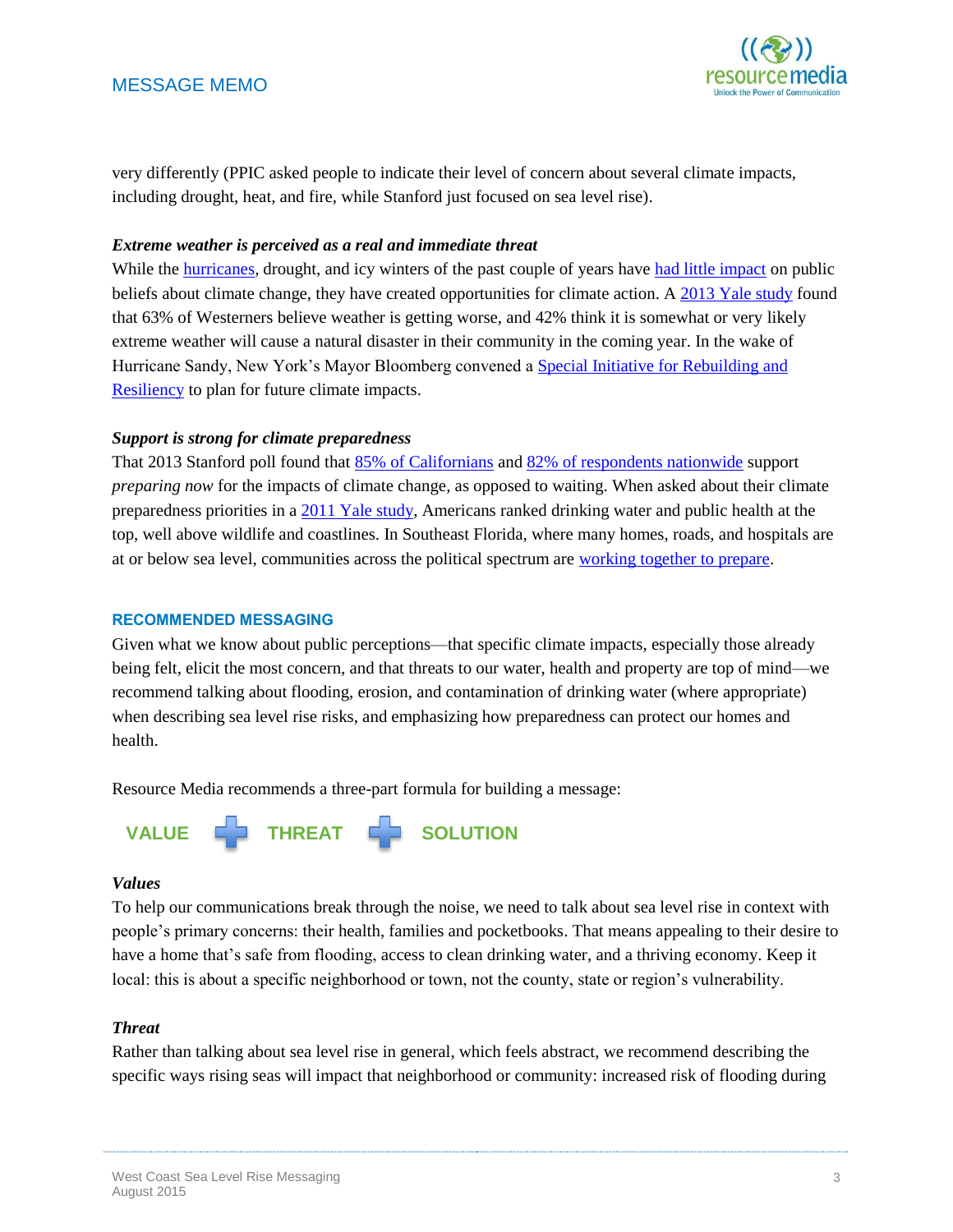very differently (PPIC asked people to indicate their level of concern about several climate impacts, including drought, heat, and fire, while Stanford just focused on sea level rise).

***Extreme weather is perceived as a real and immediate threat***

While the hurricanes, drought, and icy winters of the past couple of years have had little impact on public beliefs about climate change, they have created opportunities for climate action. A 2013 Yale study found that 63% of Westerners believe weather is getting worse, and 42% think it is somewhat or very likely extreme weather will cause a natural disaster in their community in the coming year. In the wake of Hurricane Sandy, New York's Mayor Bloomberg convened a Special Initiative for Rebuilding and Resiliency to plan for future climate impacts.

***Support is strong for climate preparedness***

That 2013 Stanford poll found that 85% of Californians and 82% of respondents nationwide support *preparing now* for the impacts of climate change, as opposed to waiting. When asked about their climate preparedness priorities in a 2011 Yale study, Americans ranked drinking water and public health at the top, well above wildlife and coastlines. In Southeast Florida, where many homes, roads, and hospitals are at or below sea level, communities across the political spectrum are working together to prepare.

## RECOMMENDED MESSAGING

Given what we know about public perceptions—that specific climate impacts, especially those already being felt, elicit the most concern, and that threats to our water, health and property are top of mind—we recommend talking about flooding, erosion, and contamination of drinking water (where appropriate) when describing sea level rise risks, and emphasizing how preparedness can protect our homes and health.

Resource Media recommends a three-part formula for building a message:

**VALUE + THREAT + SOLUTION**

***Values***

To help our communications break through the noise, we need to talk about sea level rise in context with people's primary concerns: their health, families and pocketbooks. That means appealing to their desire to have a home that's safe from flooding, access to clean drinking water, and a thriving economy. Keep it local: this is about a specific neighborhood or town, not the county, state or region's vulnerability.

***Threat***

Rather than talking about sea level rise in general, which feels abstract, we recommend describing the specific ways rising seas will impact that neighborhood or community: increased risk of flooding during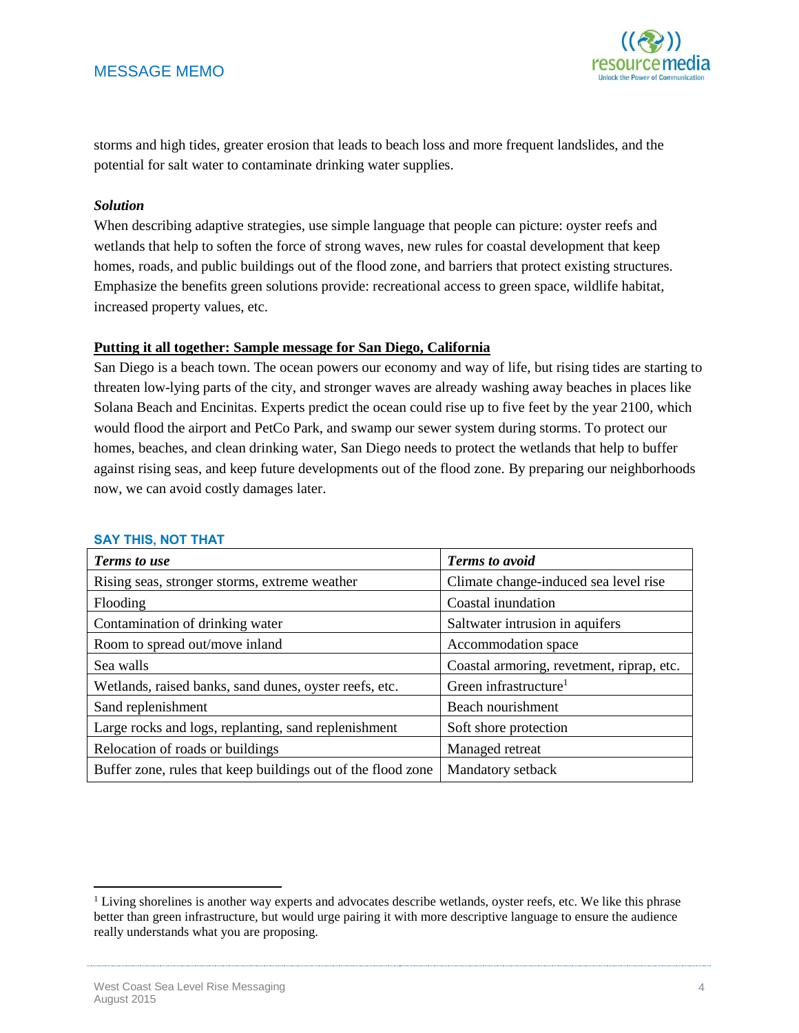storms and high tides, greater erosion that leads to beach loss and more frequent landslides, and the potential for salt water to contaminate drinking water supplies.

***Solution***

When describing adaptive strategies, use simple language that people can picture: oyster reefs and wetlands that help to soften the force of strong waves, new rules for coastal development that keep homes, roads, and public buildings out of the flood zone, and barriers that protect existing structures. Emphasize the benefits green solutions provide: recreational access to green space, wildlife habitat, increased property values, etc.

**Putting it all together: Sample message for San Diego, California**

San Diego is a beach town. The ocean powers our economy and way of life, but rising tides are starting to threaten low-lying parts of the city, and stronger waves are already washing away beaches in places like Solana Beach and Encinitas. Experts predict the ocean could rise up to five feet by the year 2100, which would flood the airport and PetCo Park, and swamp our sewer system during storms. To protect our homes, beaches, and clean drinking water, San Diego needs to protect the wetlands that help to buffer against rising seas, and keep future developments out of the flood zone. By preparing our neighborhoods now, we can avoid costly damages later.

### SAY THIS, NOT THAT

| *Terms to use* | *Terms to avoid* |
|---|---|
| Rising seas, stronger storms, extreme weather | Climate change-induced sea level rise |
| Flooding | Coastal inundation |
| Contamination of drinking water | Saltwater intrusion in aquifers |
| Room to spread out/move inland | Accommodation space |
| Sea walls | Coastal armoring, revetment, riprap, etc. |
| Wetlands, raised banks, sand dunes, oyster reefs, etc. | Green infrastructure[1] |
| Sand replenishment | Beach nourishment |
| Large rocks and logs, replanting, sand replenishment | Soft shore protection |
| Relocation of roads or buildings | Managed retreat |
| Buffer zone, rules that keep buildings out of the flood zone | Mandatory setback |

[1] Living shorelines is another way experts and advocates describe wetlands, oyster reefs, etc. We like this phrase better than green infrastructure, but would urge pairing it with more descriptive language to ensure the audience really understands what you are proposing.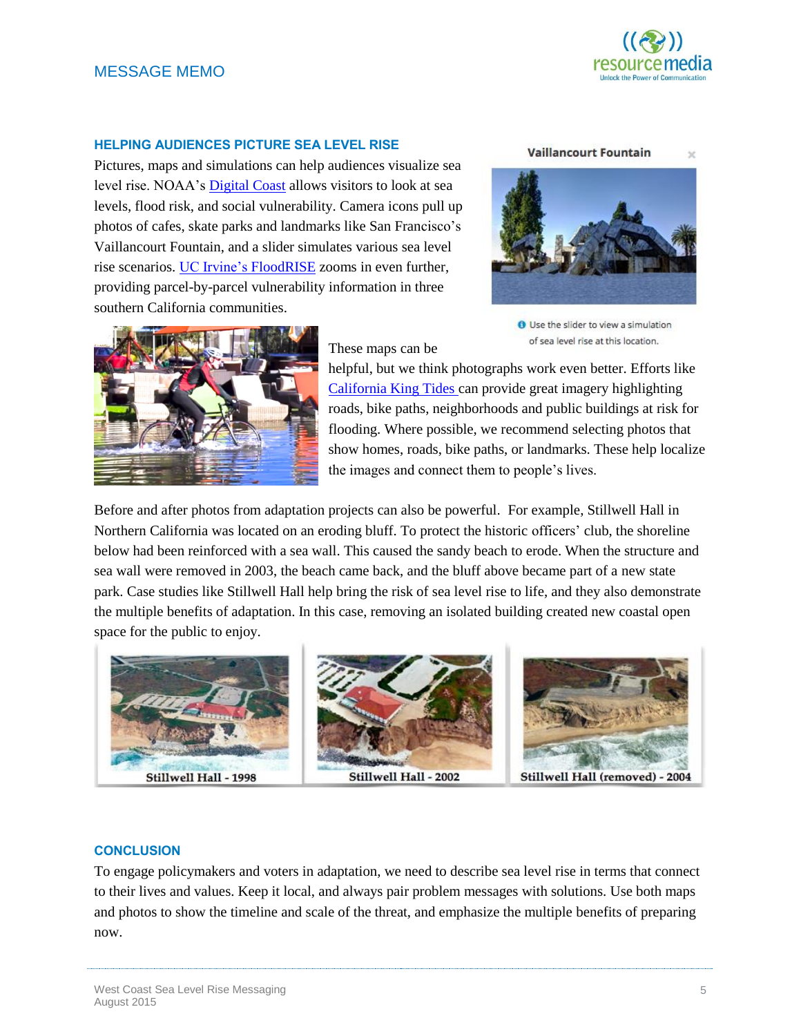## HELPING AUDIENCES PICTURE SEA LEVEL RISE

Pictures, maps and simulations can help audiences visualize sea level rise. NOAA's [Digital Coast](#) allows visitors to look at sea levels, flood risk, and social vulnerability. Camera icons pull up photos of cafes, skate parks and landmarks like San Francisco's Vaillancourt Fountain, and a slider simulates various sea level rise scenarios. [UC Irvine's FloodRISE](#) zooms in even further, providing parcel-by-parcel vulnerability information in three southern California communities.

Vaillancourt Fountain

Use the slider to view a simulation of sea level rise at this location.

These maps can be helpful, but we think photographs work even better. Efforts like [California King Tides](#) can provide great imagery highlighting roads, bike paths, neighborhoods and public buildings at risk for flooding. Where possible, we recommend selecting photos that show homes, roads, bike paths, or landmarks. These help localize the images and connect them to people's lives.

Before and after photos from adaptation projects can also be powerful. For example, Stillwell Hall in Northern California was located on an eroding bluff. To protect the historic officers' club, the shoreline below had been reinforced with a sea wall. This caused the sandy beach to erode. When the structure and sea wall were removed in 2003, the beach came back, and the bluff above became part of a new state park. Case studies like Stillwell Hall help bring the risk of sea level rise to life, and they also demonstrate the multiple benefits of adaptation. In this case, removing an isolated building created new coastal open space for the public to enjoy.

Stillwell Hall - 1998

Stillwell Hall - 2002

Stillwell Hall (removed) - 2004

## CONCLUSION

To engage policymakers and voters in adaptation, we need to describe sea level rise in terms that connect to their lives and values. Keep it local, and always pair problem messages with solutions. Use both maps and photos to show the timeline and scale of the threat, and emphasize the multiple benefits of preparing now.